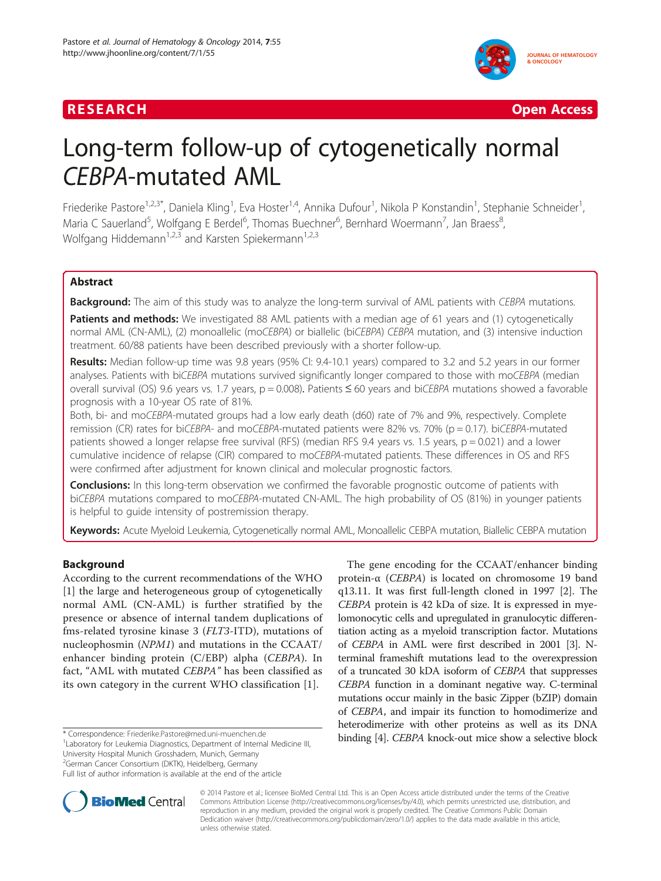RESEARCH Open Access

# Long-term follow-up of cytogenetically normal *CEBPA*-mutated AML

Friederike Pastore[1,2,3*], Daniela Kling[1], Eva Hoster[1,4], Annika Dufour[1], Nikola P Konstandin[1], Stephanie Schneider[1], Maria C Sauerland[5], Wolfgang E Berdel[6], Thomas Buechner[6], Bernhard Woermann[7], Jan Braess[8], Wolfgang Hiddemann[1,2,3] and Karsten Spiekermann[1,2,3]

## Abstract

**Background:** The aim of this study was to analyze the long-term survival of AML patients with *CEBPA* mutations.

**Patients and methods:** We investigated 88 AML patients with a median age of 61 years and (1) cytogenetically normal AML (CN-AML), (2) monoallelic (mo*CEBPA*) or biallelic (bi*CEBPA*) *CEBPA* mutation, and (3) intensive induction treatment. 60/88 patients have been described previously with a shorter follow-up.

**Results:** Median follow-up time was 9.8 years (95% CI: 9.4-10.1 years) compared to 3.2 and 5.2 years in our former analyses. Patients with bi*CEBPA* mutations survived significantly longer compared to those with mo*CEBPA* (median overall survival (OS) 9.6 years vs. 1.7 years, p = 0.008)**.** Patients ≤ 60 years and bi*CEBPA* mutations showed a favorable prognosis with a 10-year OS rate of 81%.

Both, bi- and mo*CEBPA*-mutated groups had a low early death (d60) rate of 7% and 9%, respectively. Complete remission (CR) rates for bi*CEBPA*- and mo*CEBPA*-mutated patients were 82% vs. 70% (p = 0.17). bi*CEBPA*-mutated patients showed a longer relapse free survival (RFS) (median RFS 9.4 years vs. 1.5 years, p = 0.021) and a lower cumulative incidence of relapse (CIR) compared to mo*CEBPA*-mutated patients. These differences in OS and RFS were confirmed after adjustment for known clinical and molecular prognostic factors.

**Conclusions:** In this long-term observation we confirmed the favorable prognostic outcome of patients with bi*CEBPA* mutations compared to mo*CEBPA*-mutated CN-AML. The high probability of OS (81%) in younger patients is helpful to guide intensity of postremission therapy.

**Keywords:** Acute Myeloid Leukemia, Cytogenetically normal AML, Monoallelic CEBPA mutation, Biallelic CEBPA mutation

## Background

According to the current recommendations of the WHO [1] the large and heterogeneous group of cytogenetically normal AML (CN-AML) is further stratified by the presence or absence of internal tandem duplications of fms-related tyrosine kinase 3 (*FLT3*-ITD), mutations of nucleophosmin (*NPM1*) and mutations in the CCAAT/enhancer binding protein (C/EBP) alpha (*CEBPA*). In fact, "AML with mutated *CEBPA*" has been classified as its own category in the current WHO classification [1].

The gene encoding for the CCAAT/enhancer binding protein-α (*CEBPA*) is located on chromosome 19 band q13.11. It was first full-length cloned in 1997 [2]. The *CEBPA* protein is 42 kDa of size. It is expressed in myelomonocytic cells and upregulated in granulocytic differentiation acting as a myeloid transcription factor. Mutations of *CEBPA* in AML were first described in 2001 [3]. N-terminal frameshift mutations lead to the overexpression of a truncated 30 kDA isoform of *CEBPA* that suppresses *CEBPA* function in a dominant negative way. C-terminal mutations occur mainly in the basic Zipper (bZIP) domain of *CEBPA*, and impair its function to homodimerize and heterodimerize with other proteins as well as its DNA binding [4]. *CEBPA* knock-out mice show a selective block

\* Correspondence: Friederike.Pastore@med.uni-muenchen.de
[1]Laboratory for Leukemia Diagnostics, Department of Internal Medicine III, University Hospital Munich Grosshadern, Munich, Germany
[2]German Cancer Consortium (DKTK), Heidelberg, Germany
Full list of author information is available at the end of the article

© 2014 Pastore et al.; licensee BioMed Central Ltd. This is an Open Access article distributed under the terms of the Creative Commons Attribution License (http://creativecommons.org/licenses/by/4.0), which permits unrestricted use, distribution, and reproduction in any medium, provided the original work is properly credited. The Creative Commons Public Domain Dedication waiver (http://creativecommons.org/publicdomain/zero/1.0/) applies to the data made available in this article, unless otherwise stated.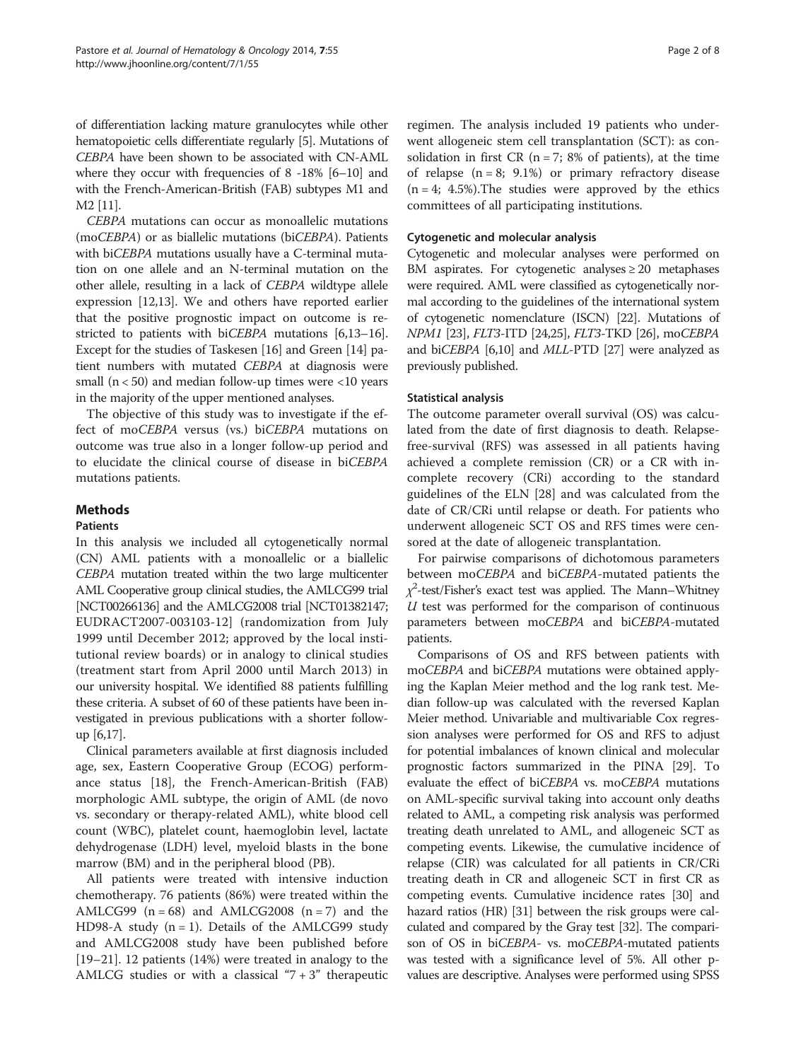of differentiation lacking mature granulocytes while other hematopoietic cells differentiate regularly [5]. Mutations of *CEBPA* have been shown to be associated with CN-AML where they occur with frequencies of 8 -18% [6–10] and with the French-American-British (FAB) subtypes M1 and M2 [11].

*CEBPA* mutations can occur as monoallelic mutations (mo*CEBPA*) or as biallelic mutations (bi*CEBPA*). Patients with bi*CEBPA* mutations usually have a C-terminal mutation on one allele and an N-terminal mutation on the other allele, resulting in a lack of *CEBPA* wildtype allele expression [12,13]. We and others have reported earlier that the positive prognostic impact on outcome is restricted to patients with bi*CEBPA* mutations [6,13–16]. Except for the studies of Taskesen [16] and Green [14] patient numbers with mutated *CEBPA* at diagnosis were small (n < 50) and median follow-up times were <10 years in the majority of the upper mentioned analyses.

The objective of this study was to investigate if the effect of mo*CEBPA* versus (vs.) bi*CEBPA* mutations on outcome was true also in a longer follow-up period and to elucidate the clinical course of disease in bi*CEBPA* mutations patients.

## Methods

### Patients

In this analysis we included all cytogenetically normal (CN) AML patients with a monoallelic or a biallelic *CEBPA* mutation treated within the two large multicenter AML Cooperative group clinical studies, the AMLCG99 trial [NCT00266136] and the AMLCG2008 trial [NCT01382147; EUDRACT2007-003103-12] (randomization from July 1999 until December 2012; approved by the local institutional review boards) or in analogy to clinical studies (treatment start from April 2000 until March 2013) in our university hospital. We identified 88 patients fulfilling these criteria. A subset of 60 of these patients have been investigated in previous publications with a shorter follow-up [6,17].

Clinical parameters available at first diagnosis included age, sex, Eastern Cooperative Group (ECOG) performance status [18], the French-American-British (FAB) morphologic AML subtype, the origin of AML (de novo vs. secondary or therapy-related AML), white blood cell count (WBC), platelet count, haemoglobin level, lactate dehydrogenase (LDH) level, myeloid blasts in the bone marrow (BM) and in the peripheral blood (PB).

All patients were treated with intensive induction chemotherapy. 76 patients (86%) were treated within the AMLCG99 (n = 68) and AMLCG2008 (n = 7) and the HD98-A study (n = 1). Details of the AMLCG99 study and AMLCG2008 study have been published before [19–21]. 12 patients (14%) were treated in analogy to the AMLCG studies or with a classical "7 + 3" therapeutic regimen. The analysis included 19 patients who underwent allogeneic stem cell transplantation (SCT): as consolidation in first CR (n = 7; 8% of patients), at the time of relapse (n = 8; 9.1%) or primary refractory disease (n = 4; 4.5%).The studies were approved by the ethics committees of all participating institutions.

### Cytogenetic and molecular analysis

Cytogenetic and molecular analyses were performed on BM aspirates. For cytogenetic analyses ≥ 20 metaphases were required. AML were classified as cytogenetically normal according to the guidelines of the international system of cytogenetic nomenclature (ISCN) [22]. Mutations of *NPM1* [23], *FLT3*-ITD [24,25], *FLT3*-TKD [26], mo*CEBPA* and bi*CEBPA* [6,10] and *MLL*-PTD [27] were analyzed as previously published.

### Statistical analysis

The outcome parameter overall survival (OS) was calculated from the date of first diagnosis to death. Relapse-free-survival (RFS) was assessed in all patients having achieved a complete remission (CR) or a CR with incomplete recovery (CRi) according to the standard guidelines of the ELN [28] and was calculated from the date of CR/CRi until relapse or death. For patients who underwent allogeneic SCT OS and RFS times were censored at the date of allogeneic transplantation.

For pairwise comparisons of dichotomous parameters between mo*CEBPA* and bi*CEBPA*-mutated patients the $\chi^2$-test/Fisher's exact test was applied. The Mann–Whitney *U* test was performed for the comparison of continuous parameters between mo*CEBPA* and bi*CEBPA*-mutated patients.

Comparisons of OS and RFS between patients with mo*CEBPA* and bi*CEBPA* mutations were obtained applying the Kaplan Meier method and the log rank test. Median follow-up was calculated with the reversed Kaplan Meier method. Univariable and multivariable Cox regression analyses were performed for OS and RFS to adjust for potential imbalances of known clinical and molecular prognostic factors summarized in the PINA [29]. To evaluate the effect of bi*CEBPA* vs. mo*CEBPA* mutations on AML-specific survival taking into account only deaths related to AML, a competing risk analysis was performed treating death unrelated to AML, and allogeneic SCT as competing events. Likewise, the cumulative incidence of relapse (CIR) was calculated for all patients in CR/CRi treating death in CR and allogeneic SCT in first CR as competing events. Cumulative incidence rates [30] and hazard ratios (HR) [31] between the risk groups were calculated and compared by the Gray test [32]. The comparison of OS in bi*CEBPA*- vs. mo*CEBPA*-mutated patients was tested with a significance level of 5%. All other p-values are descriptive. Analyses were performed using SPSS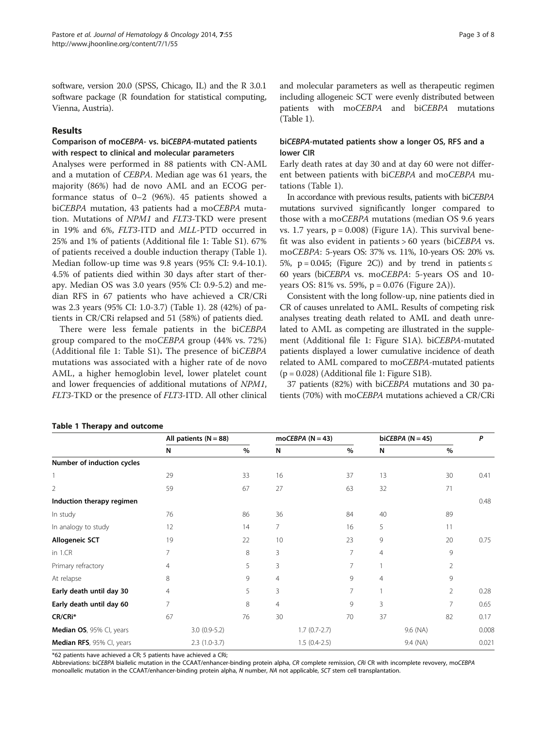software, version 20.0 (SPSS, Chicago, IL) and the R 3.0.1 software package (R foundation for statistical computing, Vienna, Austria).

## Results

### Comparison of mo*CEBPA*- vs. bi*CEBPA*-mutated patients with respect to clinical and molecular parameters

Analyses were performed in 88 patients with CN-AML and a mutation of *CEBPA*. Median age was 61 years, the majority (86%) had de novo AML and an ECOG performance status of 0–2 (96%). 45 patients showed a bi*CEBPA* mutation, 43 patients had a mo*CEBPA* mutation. Mutations of *NPM1* and *FLT3*-TKD were present in 19% and 6%, *FLT3*-ITD and *MLL*-PTD occurred in 25% and 1% of patients (Additional file 1: Table S1). 67% of patients received a double induction therapy (Table 1). Median follow-up time was 9.8 years (95% CI: 9.4-10.1). 4.5% of patients died within 30 days after start of therapy. Median OS was 3.0 years (95% CI: 0.9-5.2) and median RFS in 67 patients who have achieved a CR/CRi was 2.3 years (95% CI: 1.0-3.7) (Table 1). 28 (42%) of patients in CR/CRi relapsed and 51 (58%) of patients died.

There were less female patients in the bi*CEBPA* group compared to the mo*CEBPA* group (44% vs. 72%) (Additional file 1: Table S1). The presence of bi*CEBPA* mutations was associated with a higher rate of de novo AML, a higher hemoglobin level, lower platelet count and lower frequencies of additional mutations of *NPM1*, *FLT3*-TKD or the presence of *FLT3*-ITD. All other clinical and molecular parameters as well as therapeutic regimen including allogeneic SCT were evenly distributed between patients with mo*CEBPA* and bi*CEBPA* mutations (Table 1).

### bi*CEBPA*-mutated patients show a longer OS, RFS and a lower CIR

Early death rates at day 30 and at day 60 were not different between patients with bi*CEBPA* and mo*CEBPA* mutations (Table 1).

In accordance with previous results, patients with bi*CEBPA* mutations survived significantly longer compared to those with a mo*CEBPA* mutations (median OS 9.6 years vs. 1.7 years, p = 0.008) (Figure 1A). This survival benefit was also evident in patients > 60 years (bi*CEBPA* vs. mo*CEBPA*: 5-years OS: 37% vs. 11%, 10-years OS: 20% vs. 5%, p = 0.045; (Figure 2C)) and by trend in patients ≤ 60 years (bi*CEBPA* vs. mo*CEBPA*: 5-years OS and 10-years OS: 81% vs. 59%, p = 0.076 (Figure 2A)).

Consistent with the long follow-up, nine patients died in CR of causes unrelated to AML. Results of competing risk analyses treating death related to AML and death unrelated to AML as competing are illustrated in the supplement (Additional file 1: Figure S1A). bi*CEBPA*-mutated patients displayed a lower cumulative incidence of death related to AML compared to mo*CEBPA*-mutated patients (p = 0.028) (Additional file 1: Figure S1B).

37 patients (82%) with bi*CEBPA* mutations and 30 patients (70%) with mo*CEBPA* mutations achieved a CR/CRi

**Table 1 Therapy and outcome**

| | All patients (N = 88) | | mo*CEBPA* (N = 43) | | bi*CEBPA* (N = 45) | | P |
|---|---|---|---|---|---|---|---|
| | N | % | N | % | N | % | |
| **Number of induction cycles** | | | | | | | |
| 1 | 29 | 33 | 16 | 37 | 13 | 30 | 0.41 |
| 2 | 59 | 67 | 27 | 63 | 32 | 71 | |
| **Induction therapy regimen** | | | | | | | 0.48 |
| In study | 76 | 86 | 36 | 84 | 40 | 89 | |
| In analogy to study | 12 | 14 | 7 | 16 | 5 | 11 | |
| **Allogeneic SCT** | 19 | 22 | 10 | 23 | 9 | 20 | 0.75 |
| in 1.CR | 7 | 8 | 3 | 7 | 4 | 9 | |
| Primary refractory | 4 | 5 | 3 | 7 | 1 | 2 | |
| At relapse | 8 | 9 | 4 | 9 | 4 | 9 | |
| **Early death until day 30** | 4 | 5 | 3 | 7 | 1 | 2 | 0.28 |
| **Early death until day 60** | 7 | 8 | 4 | 9 | 3 | 7 | 0.65 |
| **CR/CRi*** | 67 | 76 | 30 | 70 | 37 | 82 | 0.17 |
| **Median OS**, 95% CI, years | 3.0 (0.9-5.2) | | 1.7 (0.7-2.7) | | 9.6 (NA) | | 0.008 |
| **Median RFS**, 95% CI, years | 2.3 (1.0-3.7) | | 1.5 (0.4-2.5) | | 9.4 (NA) | | 0.021 |

*62 patients have achieved a CR; 5 patients have achieved a CRi;

Abbreviations: bi*CEBPA* biallelic mutation in the CCAAT/enhancer-binding protein alpha, *CR* complete remission, *CRi* CR with incomplete revovery, mo*CEBPA* monoallelic mutation in the CCAAT/enhancer-binding protein alpha, *N* number, *NA* not applicable, *SCT* stem cell transplantation.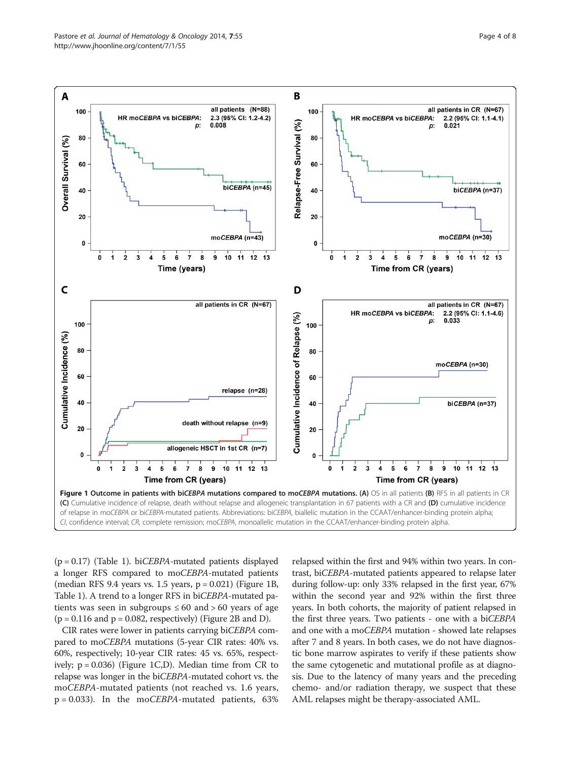**Figure 1 Outcome in patients with bi*CEBPA* mutations compared to mo*CEBPA* mutations.** **(A)** OS in all patients **(B)** RFS in all patients in CR **(C)** Cumulative incidence of relapse, death without relapse and allogeneic transplantation in 67 patients with a CR and **(D)** cumulative incidence of relapse in mo*CEBPA* or bi*CEBPA*-mutated patients. Abbreviations: bi*CEBPA*, biallelic mutation in the CCAAT/enhancer-binding protein alpha; *CI*, confidence interval; *CR*, complete remission; mo*CEBPA*, monoallelic mutation in the CCAAT/enhancer-binding protein alpha.

($p = 0.17$) (Table 1). bi*CEBPA*-mutated patients displayed a longer RFS compared to mo*CEBPA*-mutated patients (median RFS 9.4 years vs. 1.5 years, $p = 0.021$) (Figure 1B, Table 1). A trend to a longer RFS in bi*CEBPA*-mutated patients was seen in subgroups ≤ 60 and > 60 years of age ($p = 0.116$ and $p = 0.082$, respectively) (Figure 2B and D).

CIR rates were lower in patients carrying bi*CEBPA* compared to mo*CEBPA* mutations (5-year CIR rates: 40% vs. 60%, respectively; 10-year CIR rates: 45 vs. 65%, respectively; $p = 0.036$) (Figure 1C,D). Median time from CR to relapse was longer in the bi*CEBPA*-mutated cohort vs. the mo*CEBPA*-mutated patients (not reached vs. 1.6 years, $p = 0.033$). In the mo*CEBPA*-mutated patients, 63% relapsed within the first and 94% within two years. In contrast, bi*CEBPA*-mutated patients appeared to relapse later during follow-up: only 33% relapsed in the first year, 67% within the second year and 92% within the first three years. In both cohorts, the majority of patient relapsed in the first three years. Two patients - one with a bi*CEBPA* and one with a mo*CEBPA* mutation - showed late relapses after 7 and 8 years. In both cases, we do not have diagnostic bone marrow aspirates to verify if these patients show the same cytogenetic and mutational profile as at diagnosis. Due to the latency of many years and the preceding chemo- and/or radiation therapy, we suspect that these AML relapses might be therapy-associated AML.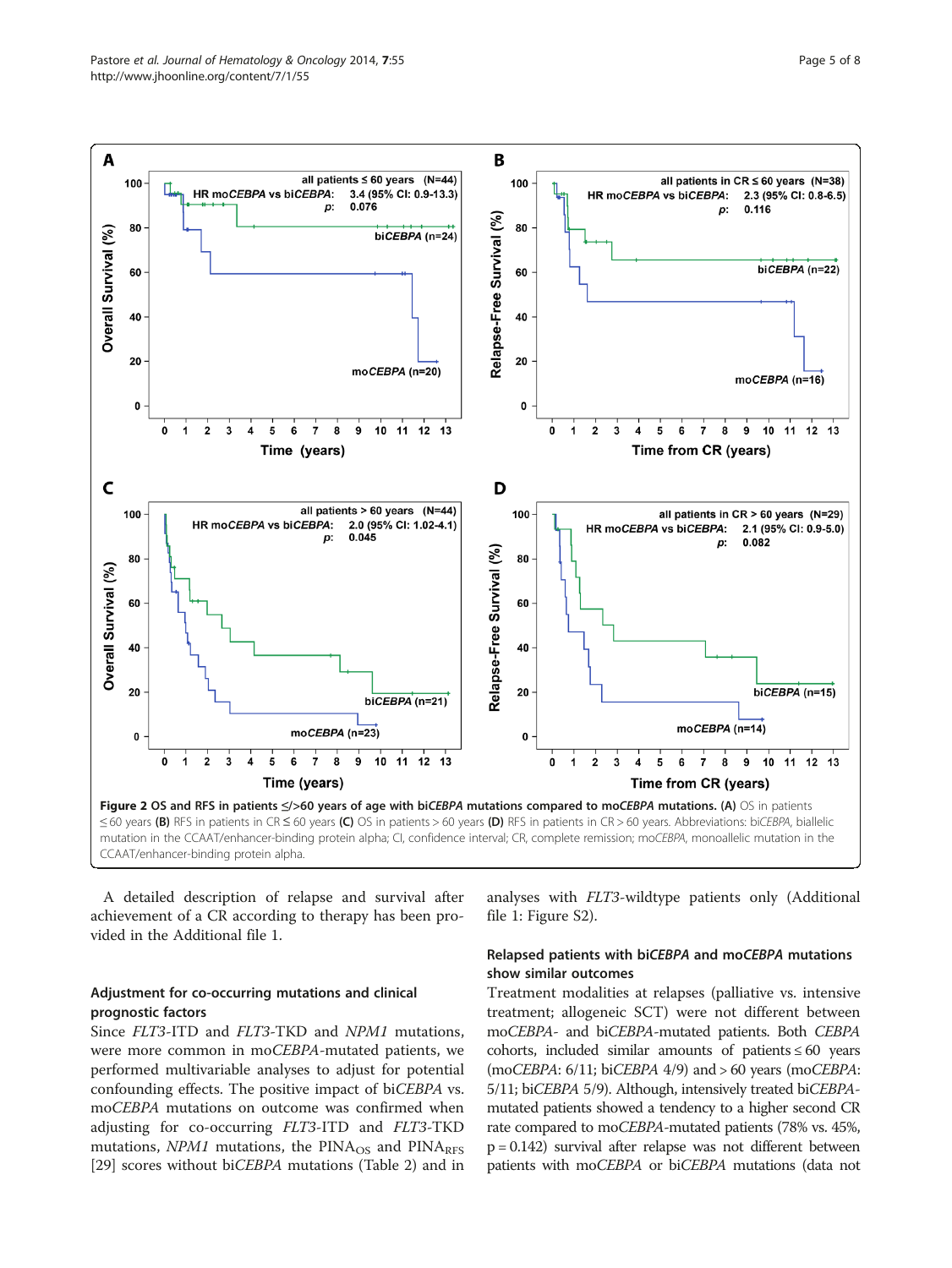**Figure 2 OS and RFS in patients ≤/>60 years of age with bi*CEBPA* mutations compared to mo*CEBPA* mutations. (A)** OS in patients ≤60 years **(B)** RFS in patients in CR ≤ 60 years **(C)** OS in patients > 60 years **(D)** RFS in patients in CR > 60 years. Abbreviations: bi*CEBPA*, biallelic mutation in the CCAAT/enhancer-binding protein alpha; CI, confidence interval; CR, complete remission; mo*CEBPA*, monoallelic mutation in the CCAAT/enhancer-binding protein alpha.

A detailed description of relapse and survival after achievement of a CR according to therapy has been provided in the Additional file 1.

### Adjustment for co-occurring mutations and clinical prognostic factors

Since *FLT3*-ITD and *FLT3*-TKD and *NPM1* mutations, were more common in mo*CEBPA*-mutated patients, we performed multivariable analyses to adjust for potential confounding effects. The positive impact of bi*CEBPA* vs. mo*CEBPA* mutations on outcome was confirmed when adjusting for co-occurring *FLT3*-ITD and *FLT3*-TKD mutations, *NPM1* mutations, the $PINA_{OS}$ and $PINA_{RFS}$ [29] scores without bi*CEBPA* mutations (Table 2) and in analyses with *FLT3*-wildtype patients only (Additional file 1: Figure S2).

### Relapsed patients with bi*CEBPA* and mo*CEBPA* mutations show similar outcomes

Treatment modalities at relapses (palliative vs. intensive treatment; allogeneic SCT) were not different between mo*CEBPA*- and bi*CEBPA*-mutated patients. Both *CEBPA* cohorts, included similar amounts of patients ≤ 60 years (mo*CEBPA*: 6/11; bi*CEBPA* 4/9) and > 60 years (mo*CEBPA*: 5/11; bi*CEBPA* 5/9). Although, intensively treated bi*CEBPA*-mutated patients showed a tendency to a higher second CR rate compared to mo*CEBPA*-mutated patients (78% vs. 45%, p = 0.142) survival after relapse was not different between patients with mo*CEBPA* or bi*CEBPA* mutations (data not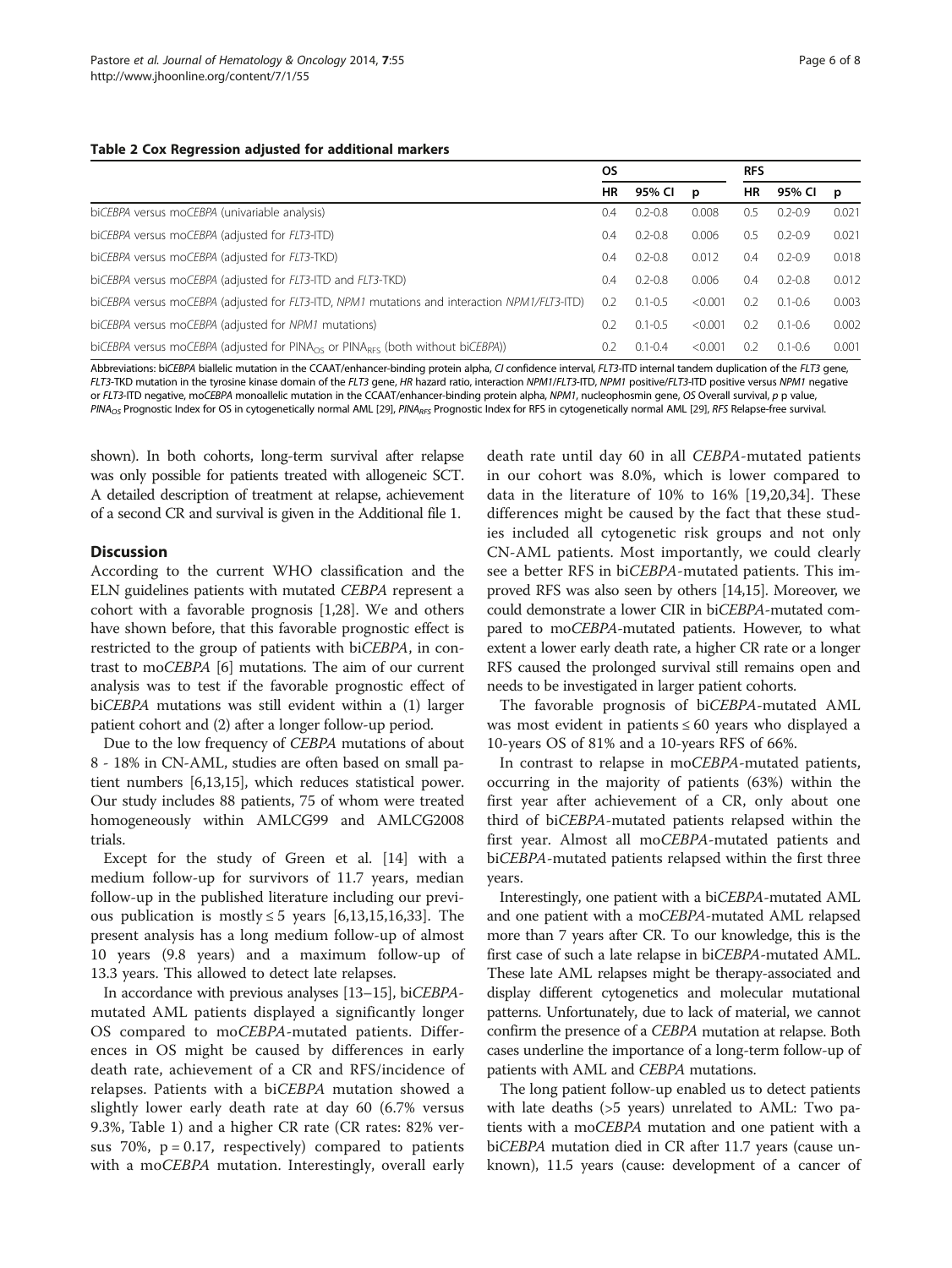**Table 2 Cox Regression adjusted for additional markers**

| | OS | | | RFS | | |
|---|---|---|---|---|---|---|
| | HR | 95% CI | p | HR | 95% CI | p |
| bi*CEBPA* versus mo*CEBPA* (univariable analysis) | 0.4 | 0.2-0.8 | 0.008 | 0.5 | 0.2-0.9 | 0.021 |
| bi*CEBPA* versus mo*CEBPA* (adjusted for *FLT3*-ITD) | 0.4 | 0.2-0.8 | 0.006 | 0.5 | 0.2-0.9 | 0.021 |
| bi*CEBPA* versus mo*CEBPA* (adjusted for *FLT3*-TKD) | 0.4 | 0.2-0.8 | 0.012 | 0.4 | 0.2-0.9 | 0.018 |
| bi*CEBPA* versus mo*CEBPA* (adjusted for *FLT3*-ITD and *FLT3*-TKD) | 0.4 | 0.2-0.8 | 0.006 | 0.4 | 0.2-0.8 | 0.012 |
| bi*CEBPA* versus mo*CEBPA* (adjusted for *FLT3*-ITD, *NPM1* mutations and interaction *NPM1*/*FLT3*-ITD) | 0.2 | 0.1-0.5 | <0.001 | 0.2 | 0.1-0.6 | 0.003 |
| bi*CEBPA* versus mo*CEBPA* (adjusted for *NPM1* mutations) | 0.2 | 0.1-0.5 | <0.001 | 0.2 | 0.1-0.6 | 0.002 |
| bi*CEBPA* versus mo*CEBPA* (adjusted for $PINA_{OS}$ or $PINA_{RFS}$ (both without bi*CEBPA*)) | 0.2 | 0.1-0.4 | <0.001 | 0.2 | 0.1-0.6 | 0.001 |

Abbreviations: bi*CEBPA* biallelic mutation in the CCAAT/enhancer-binding protein alpha, *CI* confidence interval, *FLT3*-ITD internal tandem duplication of the *FLT3* gene, *FLT3*-TKD mutation in the tyrosine kinase domain of the *FLT3* gene, *HR* hazard ratio, interaction *NPM1*/*FLT3*-ITD, *NPM1* positive/*FLT3*-ITD positive versus *NPM1* negative or *FLT3*-ITD negative, mo*CEBPA* monoallelic mutation in the CCAAT/enhancer-binding protein alpha, *NPM1*, nucleophosmin gene, *OS* Overall survival, *p* p value, $PINA_{OS}$ Prognostic Index for OS in cytogenetically normal AML [29], $PINA_{RFS}$ Prognostic Index for RFS in cytogenetically normal AML [29], *RFS* Relapse-free survival.

shown). In both cohorts, long-term survival after relapse was only possible for patients treated with allogeneic SCT. A detailed description of treatment at relapse, achievement of a second CR and survival is given in the Additional file 1.

## Discussion

According to the current WHO classification and the ELN guidelines patients with mutated *CEBPA* represent a cohort with a favorable prognosis [1,28]. We and others have shown before, that this favorable prognostic effect is restricted to the group of patients with bi*CEBPA*, in contrast to mo*CEBPA* [6] mutations. The aim of our current analysis was to test if the favorable prognostic effect of bi*CEBPA* mutations was still evident within a (1) larger patient cohort and (2) after a longer follow-up period.

Due to the low frequency of *CEBPA* mutations of about 8 - 18% in CN-AML, studies are often based on small patient numbers [6,13,15], which reduces statistical power. Our study includes 88 patients, 75 of whom were treated homogeneously within AMLCG99 and AMLCG2008 trials.

Except for the study of Green et al. [14] with a medium follow-up for survivors of 11.7 years, median follow-up in the published literature including our previous publication is mostly ≤ 5 years [6,13,15,16,33]. The present analysis has a long medium follow-up of almost 10 years (9.8 years) and a maximum follow-up of 13.3 years. This allowed to detect late relapses.

In accordance with previous analyses [13–15], bi*CEBPA*-mutated AML patients displayed a significantly longer OS compared to mo*CEBPA*-mutated patients. Differences in OS might be caused by differences in early death rate, achievement of a CR and RFS/incidence of relapses. Patients with a bi*CEBPA* mutation showed a slightly lower early death rate at day 60 (6.7% versus 9.3%, Table 1) and a higher CR rate (CR rates: 82% versus 70%, p = 0.17, respectively) compared to patients with a mo*CEBPA* mutation. Interestingly, overall early death rate until day 60 in all *CEBPA*-mutated patients in our cohort was 8.0%, which is lower compared to data in the literature of 10% to 16% [19,20,34]. These differences might be caused by the fact that these studies included all cytogenetic risk groups and not only CN-AML patients. Most importantly, we could clearly see a better RFS in bi*CEBPA*-mutated patients. This improved RFS was also seen by others [14,15]. Moreover, we could demonstrate a lower CIR in bi*CEBPA*-mutated compared to mo*CEBPA*-mutated patients. However, to what extent a lower early death rate, a higher CR rate or a longer RFS caused the prolonged survival still remains open and needs to be investigated in larger patient cohorts.

The favorable prognosis of bi*CEBPA*-mutated AML was most evident in patients ≤ 60 years who displayed a 10-years OS of 81% and a 10-years RFS of 66%.

In contrast to relapse in mo*CEBPA*-mutated patients, occurring in the majority of patients (63%) within the first year after achievement of a CR, only about one third of bi*CEBPA*-mutated patients relapsed within the first year. Almost all mo*CEBPA*-mutated patients and bi*CEBPA*-mutated patients relapsed within the first three years.

Interestingly, one patient with a bi*CEBPA*-mutated AML and one patient with a mo*CEBPA*-mutated AML relapsed more than 7 years after CR. To our knowledge, this is the first case of such a late relapse in bi*CEBPA*-mutated AML. These late AML relapses might be therapy-associated and display different cytogenetics and molecular mutational patterns. Unfortunately, due to lack of material, we cannot confirm the presence of a *CEBPA* mutation at relapse. Both cases underline the importance of a long-term follow-up of patients with AML and *CEBPA* mutations.

The long patient follow-up enabled us to detect patients with late deaths (>5 years) unrelated to AML: Two patients with a mo*CEBPA* mutation and one patient with a bi*CEBPA* mutation died in CR after 11.7 years (cause unknown), 11.5 years (cause: development of a cancer of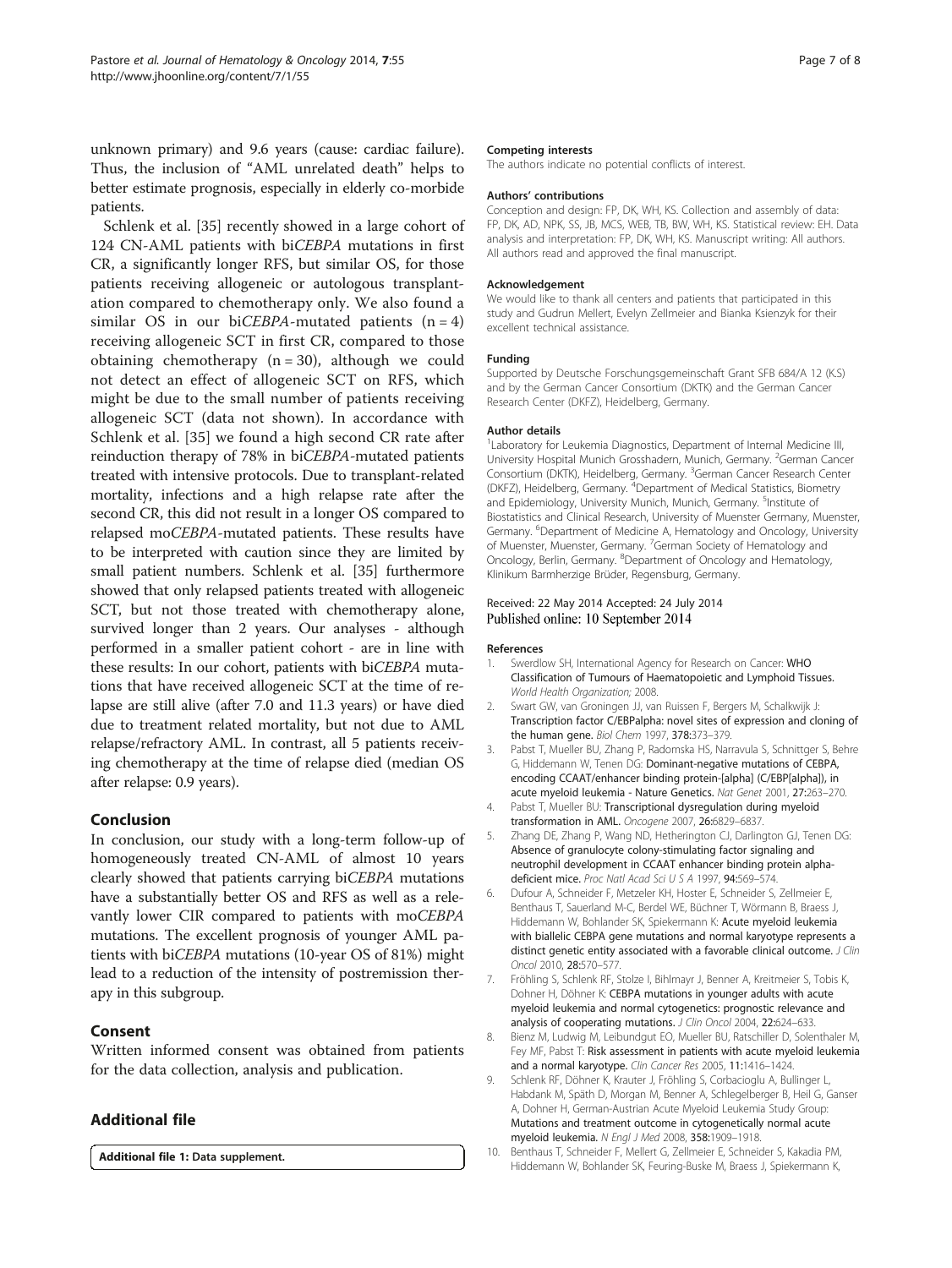unknown primary) and 9.6 years (cause: cardiac failure). Thus, the inclusion of "AML unrelated death" helps to better estimate prognosis, especially in elderly co-morbide patients.

Schlenk et al. [35] recently showed in a large cohort of 124 CN-AML patients with bi*CEBPA* mutations in first CR, a significantly longer RFS, but similar OS, for those patients receiving allogeneic or autologous transplantation compared to chemotherapy only. We also found a similar OS in our bi*CEBPA*-mutated patients (n = 4) receiving allogeneic SCT in first CR, compared to those obtaining chemotherapy (n = 30), although we could not detect an effect of allogeneic SCT on RFS, which might be due to the small number of patients receiving allogeneic SCT (data not shown). In accordance with Schlenk et al. [35] we found a high second CR rate after reinduction therapy of 78% in bi*CEBPA*-mutated patients treated with intensive protocols. Due to transplant-related mortality, infections and a high relapse rate after the second CR, this did not result in a longer OS compared to relapsed mo*CEBPA*-mutated patients. These results have to be interpreted with caution since they are limited by small patient numbers. Schlenk et al. [35] furthermore showed that only relapsed patients treated with allogeneic SCT, but not those treated with chemotherapy alone, survived longer than 2 years. Our analyses - although performed in a smaller patient cohort - are in line with these results: In our cohort, patients with bi*CEBPA* mutations that have received allogeneic SCT at the time of relapse are still alive (after 7.0 and 11.3 years) or have died due to treatment related mortality, but not due to AML relapse/refractory AML. In contrast, all 5 patients receiving chemotherapy at the time of relapse died (median OS after relapse: 0.9 years).

## Conclusion

In conclusion, our study with a long-term follow-up of homogeneously treated CN-AML of almost 10 years clearly showed that patients carrying bi*CEBPA* mutations have a substantially better OS and RFS as well as a relevantly lower CIR compared to patients with mo*CEBPA* mutations. The excellent prognosis of younger AML patients with bi*CEBPA* mutations (10-year OS of 81%) might lead to a reduction of the intensity of postremission therapy in this subgroup.

## Consent

Written informed consent was obtained from patients for the data collection, analysis and publication.

## Additional file

**Additional file 1: Data supplement.**

#### Competing interests

The authors indicate no potential conflicts of interest.

#### Authors' contributions

Conception and design: FP, DK, WH, KS. Collection and assembly of data: FP, DK, AD, NPK, SS, JB, MCS, WEB, TB, BW, WH, KS. Statistical review: EH. Data analysis and interpretation: FP, DK, WH, KS. Manuscript writing: All authors. All authors read and approved the final manuscript.

#### Acknowledgement

We would like to thank all centers and patients that participated in this study and Gudrun Mellert, Evelyn Zellmeier and Bianka Ksienzyk for their excellent technical assistance.

#### Funding

Supported by Deutsche Forschungsgemeinschaft Grant SFB 684/A 12 (K.S) and by the German Cancer Consortium (DKTK) and the German Cancer Research Center (DKFZ), Heidelberg, Germany.

#### Author details

[1]Laboratory for Leukemia Diagnostics, Department of Internal Medicine III, University Hospital Munich Grosshadern, Munich, Germany. [2]German Cancer Consortium (DKTK), Heidelberg, Germany. [3]German Cancer Research Center (DKFZ), Heidelberg, Germany. [4]Department of Medical Statistics, Biometry and Epidemiology, University Munich, Munich, Germany. [5]Institute of Biostatistics and Clinical Research, University of Muenster Germany, Muenster, Germany. [6]Department of Medicine A, Hematology and Oncology, University of Muenster, Muenster, Germany. [7]German Society of Hematology and Oncology, Berlin, Germany. [8]Department of Oncology and Hematology, Klinikum Barmherzige Brüder, Regensburg, Germany.

Received: 22 May 2014 Accepted: 24 July 2014
Published online: 10 September 2014

#### References

1. Swerdlow SH, International Agency for Research on Cancer: **WHO Classification of Tumours of Haematopoietic and Lymphoid Tissues.** *World Health Organization;* 2008.
2. Swart GW, van Groningen JJ, van Ruissen F, Bergers M, Schalkwijk J: **Transcription factor C/EBPalpha: novel sites of expression and cloning of the human gene.** *Biol Chem* 1997, **378:**373–379.
3. Pabst T, Mueller BU, Zhang P, Radomska HS, Narravula S, Schnittger S, Behre G, Hiddemann W, Tenen DG: **Dominant-negative mutations of CEBPA, encoding CCAAT/enhancer binding protein-[alpha] (C/EBP[alpha]), in acute myeloid leukemia - Nature Genetics.** *Nat Genet* 2001, **27:**263–270.
4. Pabst T, Mueller BU: **Transcriptional dysregulation during myeloid transformation in AML.** *Oncogene* 2007, **26:**6829–6837.
5. Zhang DE, Zhang P, Wang ND, Hetherington CJ, Darlington GJ, Tenen DG: **Absence of granulocyte colony-stimulating factor signaling and neutrophil development in CCAAT enhancer binding protein alpha-deficient mice.** *Proc Natl Acad Sci U S A* 1997, **94:**569–574.
6. Dufour A, Schneider F, Metzeler KH, Hoster E, Schneider S, Zellmeier E, Benthaus T, Sauerland M-C, Berdel WE, Büchner T, Wörmann B, Braess J, Hiddemann W, Bohlander SK, Spiekermann K: **Acute myeloid leukemia with biallelic CEBPA gene mutations and normal karyotype represents a distinct genetic entity associated with a favorable clinical outcome.** *J Clin Oncol* 2010, **28:**570–577.
7. Fröhling S, Schlenk RF, Stolze I, Bihlmayr J, Benner A, Kreitmeier S, Tobis K, Dohner H, Döhner K: **CEBPA mutations in younger adults with acute myeloid leukemia and normal cytogenetics: prognostic relevance and analysis of cooperating mutations.** *J Clin Oncol* 2004, **22:**624–633.
8. Bienz M, Ludwig M, Leibundgut EO, Mueller BU, Ratschiller D, Solenthaler M, Fey MF, Pabst T: **Risk assessment in patients with acute myeloid leukemia and a normal karyotype.** *Clin Cancer Res* 2005, **11:**1416–1424.
9. Schlenk RF, Döhner K, Krauter J, Fröhling S, Corbacioglu A, Bullinger L, Habdank M, Späth D, Morgan M, Benner A, Schlegelberger B, Heil G, Ganser A, Dohner H, German-Austrian Acute Myeloid Leukemia Study Group: **Mutations and treatment outcome in cytogenetically normal acute myeloid leukemia.** *N Engl J Med* 2008, **358:**1909–1918.
10. Benthaus T, Schneider F, Mellert G, Zellmeier E, Schneider S, Kakadia PM, Hiddemann W, Bohlander SK, Feuring-Buske M, Braess J, Spiekermann K,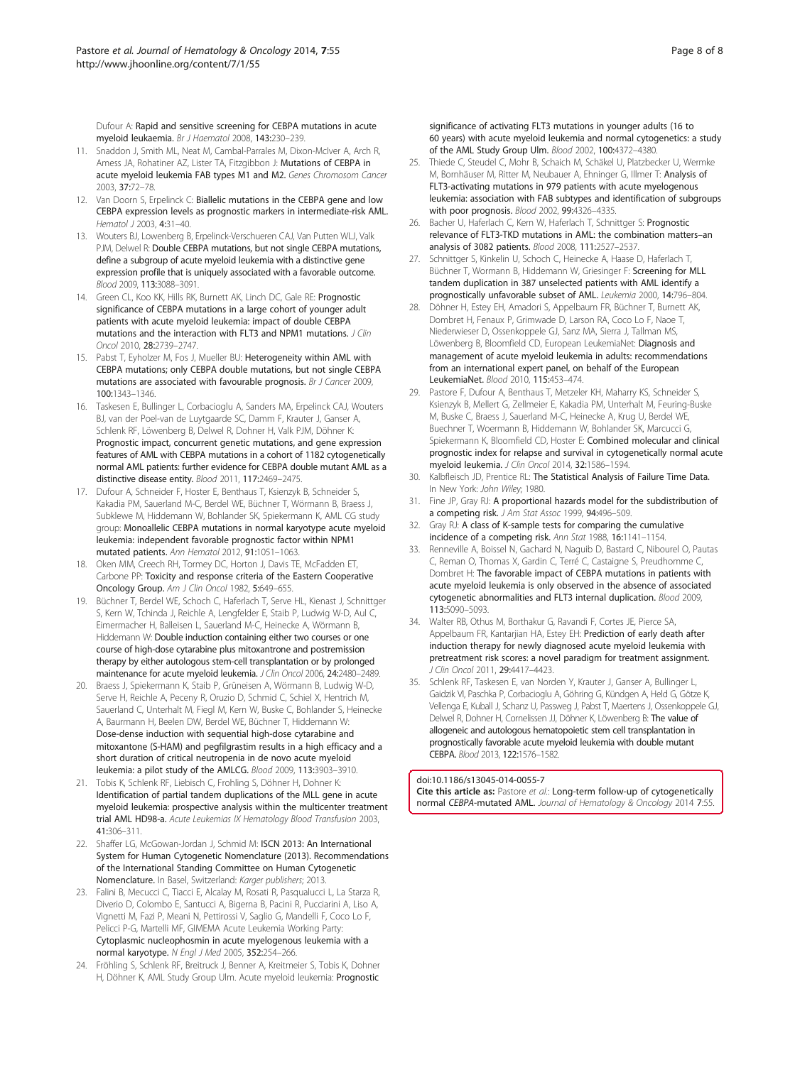Dufour A: **Rapid and sensitive screening for CEBPA mutations in acute myeloid leukaemia.** *Br J Haematol* 2008, **143:**230–239.

11. Snaddon J, Smith ML, Neat M, Cambal-Parrales M, Dixon-McIver A, Arch R, Amess JA, Rohatiner AZ, Lister TA, Fitzgibbon J: **Mutations of CEBPA in acute myeloid leukemia FAB types M1 and M2.** *Genes Chromosom Cancer* 2003, **37:**72–78.
12. Van Doorn S, Erpelinck C: **Biallelic mutations in the CEBPA gene and low CEBPA expression levels as prognostic markers in intermediate-risk AML.** *Hematol J* 2003, **4:**31–40.
13. Wouters BJ, Lowenberg B, Erpelinck-Verschueren CAJ, Van Putten WLJ, Valk PJM, Delwel R: **Double CEBPA mutations, but not single CEBPA mutations, define a subgroup of acute myeloid leukemia with a distinctive gene expression profile that is uniquely associated with a favorable outcome.** *Blood* 2009, **113:**3088–3091.
14. Green CL, Koo KK, Hills RK, Burnett AK, Linch DC, Gale RE: **Prognostic significance of CEBPA mutations in a large cohort of younger adult patients with acute myeloid leukemia: impact of double CEBPA mutations and the interaction with FLT3 and NPM1 mutations.** *J Clin Oncol* 2010, **28:**2739–2747.
15. Pabst T, Eyholzer M, Fos J, Mueller BU: **Heterogeneity within AML with CEBPA mutations; only CEBPA double mutations, but not single CEBPA mutations are associated with favourable prognosis.** *Br J Cancer* 2009, **100:**1343–1346.
16. Taskesen E, Bullinger L, Corbacioglu A, Sanders MA, Erpelinck CAJ, Wouters BJ, van der Poel-van de Luytgaarde SC, Damm F, Krauter J, Ganser A, Schlenk RF, Löwenberg B, Delwel R, Dohner H, Valk PJM, Döhner K: **Prognostic impact, concurrent genetic mutations, and gene expression features of AML with CEBPA mutations in a cohort of 1182 cytogenetically normal AML patients: further evidence for CEBPA double mutant AML as a distinctive disease entity.** *Blood* 2011, **117:**2469–2475.
17. Dufour A, Schneider F, Hoster E, Benthaus T, Ksienzyk B, Schneider S, Kakadia PM, Sauerland M-C, Berdel WE, Büchner T, Wörmann B, Braess J, Subklewe M, Hiddemann W, Bohlander SK, Spiekermann K, AML CG study group: **Monoallelic CEBPA mutations in normal karyotype acute myeloid leukemia: independent favorable prognostic factor within NPM1 mutated patients.** *Ann Hematol* 2012, **91:**1051–1063.
18. Oken MM, Creech RH, Tormey DC, Horton J, Davis TE, McFadden ET, Carbone PP: **Toxicity and response criteria of the Eastern Cooperative Oncology Group.** *Am J Clin Oncol* 1982, **5:**649–655.
19. Büchner T, Berdel WE, Schoch C, Haferlach T, Serve HL, Kienast J, Schnittger S, Kern W, Tchinda J, Reichle A, Lengfelder E, Staib P, Ludwig W-D, Aul C, Eimermacher H, Balleisen L, Sauerland M-C, Heinecke A, Wörmann B, Hiddemann W: **Double induction containing either two courses or one course of high-dose cytarabine plus mitoxantrone and postremission therapy by either autologous stem-cell transplantation or by prolonged maintenance for acute myeloid leukemia.** *J Clin Oncol* 2006, **24:**2480–2489.
20. Braess J, Spiekermann K, Staib P, Grüneisen A, Wörmann B, Ludwig W-D, Serve H, Reichle A, Peceny R, Oruzio D, Schmid C, Schiel X, Hentrich M, Sauerland C, Unterhalt M, Fiegl M, Kern W, Buske C, Bohlander S, Heinecke A, Baurmann H, Beelen DW, Berdel WE, Büchner T, Hiddemann W: **Dose-dense induction with sequential high-dose cytarabine and mitoxantone (S-HAM) and pegfilgrastim results in a high efficacy and a short duration of critical neutropenia in de novo acute myeloid leukemia: a pilot study of the AMLCG.** *Blood* 2009, **113:**3903–3910.
21. Tobis K, Schlenk RF, Liebisch C, Frohling S, Döhner H, Dohner K: **Identification of partial tandem duplications of the MLL gene in acute myeloid leukemia: prospective analysis within the multicenter treatment trial AML HD98-a.** *Acute Leukemias IX Hematology Blood Transfusion* 2003, **41:**306–311.
22. Shaffer LG, McGowan-Jordan J, Schmid M: **ISCN 2013: An International System for Human Cytogenetic Nomenclature (2013). Recommendations of the International Standing Committee on Human Cytogenetic Nomenclature.** In Basel, Switzerland: *Karger publishers*; 2013.
23. Falini B, Mecucci C, Tiacci E, Alcalay M, Rosati R, Pasqualucci L, La Starza R, Diverio D, Colombo E, Santucci A, Bigerna B, Pacini R, Pucciarini A, Liso A, Vignetti M, Fazi P, Meani N, Pettirossi V, Saglio G, Mandelli F, Coco Lo F, Pelicci P-G, Martelli MF, GIMEMA Acute Leukemia Working Party: **Cytoplasmic nucleophosmin in acute myelogenous leukemia with a normal karyotype.** *N Engl J Med* 2005, **352:**254–266.
24. Fröhling S, Schlenk RF, Breitruck J, Benner A, Kreitmeier S, Tobis K, Dohner H, Döhner K, AML Study Group Ulm. Acute myeloid leukemia: **Prognostic significance of activating FLT3 mutations in younger adults (16 to 60 years) with acute myeloid leukemia and normal cytogenetics: a study of the AML Study Group Ulm.** *Blood* 2002, **100:**4372–4380.
25. Thiede C, Steudel C, Mohr B, Schaich M, Schäkel U, Platzbecker U, Wermke M, Bornhäuser M, Ritter M, Neubauer A, Ehninger G, Illmer T: **Analysis of FLT3-activating mutations in 979 patients with acute myelogenous leukemia: association with FAB subtypes and identification of subgroups with poor prognosis.** *Blood* 2002, **99:**4326–4335.
26. Bacher U, Haferlach C, Kern W, Haferlach T, Schnittger S: **Prognostic relevance of FLT3-TKD mutations in AML: the combination matters–an analysis of 3082 patients.** *Blood* 2008, **111:**2527–2537.
27. Schnittger S, Kinkelin U, Schoch C, Heinecke A, Haase D, Haferlach T, Büchner T, Wormann B, Hiddemann W, Griesinger F: **Screening for MLL tandem duplication in 387 unselected patients with AML identify a prognostically unfavorable subset of AML.** *Leukemia* 2000, **14:**796–804.
28. Döhner H, Estey EH, Amadori S, Appelbaum FR, Büchner T, Burnett AK, Dombret H, Fenaux P, Grimwade D, Larson RA, Coco Lo F, Naoe T, Niederwieser D, Ossenkoppele GJ, Sanz MA, Sierra J, Tallman MS, Löwenberg B, Bloomfield CD, European LeukemiaNet: **Diagnosis and management of acute myeloid leukemia in adults: recommendations from an international expert panel, on behalf of the European LeukemiaNet.** *Blood* 2010, **115:**453–474.
29. Pastore F, Dufour A, Benthaus T, Metzeler KH, Maharry KS, Schneider S, Ksienzyk B, Mellert G, Zellmeier E, Kakadia PM, Unterhalt M, Feuring-Buske M, Buske C, Braess J, Sauerland M-C, Heinecke A, Krug U, Berdel WE, Buechner T, Woermann B, Hiddemann W, Bohlander SK, Marcucci G, Spiekermann K, Bloomfield CD, Hoster E: **Combined molecular and clinical prognostic index for relapse and survival in cytogenetically normal acute myeloid leukemia.** *J Clin Oncol* 2014, **32:**1586–1594.
30. Kalbfleisch JD, Prentice RL: **The Statistical Analysis of Failure Time Data.** In New York: *John Wiley*; 1980.
31. Fine JP, Gray RJ: **A proportional hazards model for the subdistribution of a competing risk.** *J Am Stat Assoc* 1999, **94:**496–509.
32. Gray RJ: **A class of K-sample tests for comparing the cumulative incidence of a competing risk.** *Ann Stat* 1988, **16:**1141–1154.
33. Renneville A, Boissel N, Gachard N, Naguib D, Bastard C, Nibourel O, Pautas C, Reman O, Thomas X, Gardin C, Terré C, Castaigne S, Preudhomme C, Dombret H: **The favorable impact of CEBPA mutations in patients with acute myeloid leukemia is only observed in the absence of associated cytogenetic abnormalities and FLT3 internal duplication.** *Blood* 2009, **113:**5090–5093.
34. Walter RB, Othus M, Borthakur G, Ravandi F, Cortes JE, Pierce SA, Appelbaum FR, Kantarjian HA, Estey EH: **Prediction of early death after induction therapy for newly diagnosed acute myeloid leukemia with pretreatment risk scores: a novel paradigm for treatment assignment.** *J Clin Oncol* 2011, **29:**4417–4423.
35. Schlenk RF, Taskesen E, van Norden Y, Krauter J, Ganser A, Bullinger L, Gaidzik VI, Paschka P, Corbacioglu A, Göhring G, Kündgen A, Held G, Götze K, Vellenga E, Kuball J, Schanz U, Passweg J, Pabst T, Maertens J, Ossenkoppele GJ, Delwel R, Dohner H, Cornelissen JJ, Döhner K, Löwenberg B: **The value of allogeneic and autologous hematopoietic stem cell transplantation in prognostically favorable acute myeloid leukemia with double mutant CEBPA.** *Blood* 2013, **122:**1576–1582.

doi:10.1186/s13045-014-0055-7

**Cite this article as:** Pastore *et al.*: Long-term follow-up of cytogenetically normal *CEBPA*-mutated AML. *Journal of Hematology & Oncology* 2014 **7**:55.